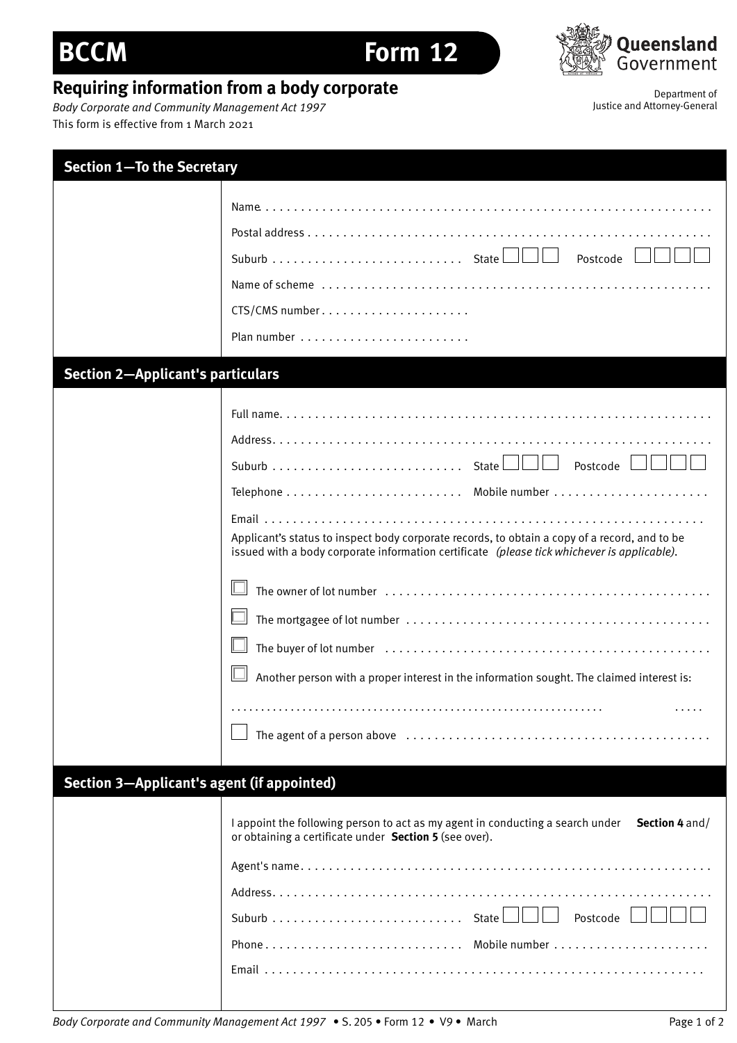# BCCM Form 12

**Queensland Government**

Department of Justice and Attorney-General

## Requiring information from a body corporate

*Body Corporate and Community Management Act 1997*

This form is effective from 1 March 2021

### Section 1—To the Secretary

Name.................................................................

Postal address.........................................................

Suburb.......................... State ☐☐☐ Postcode ☐☐☐☐

Name of scheme.....................................................

CTS/CMS number.....................

Plan number........................

### Section 2—Applicant's particulars

Full name.............................................................

Address...............................................................

Suburb.......................... State ☐☐☐ Postcode ☐☐☐☐

Telephone........................ Mobile number......................

Email.................................................................

Applicant's status to inspect body corporate records, to obtain a copy of a record, and to be issued with a body corporate information certificate *(please tick whichever is applicable).*

☐ The owner of lot number...............................................

☐ The mortgagee of lot number...........................................

☐ The buyer of lot number...............................................

☐ Another person with a proper interest in the information sought. The claimed interest is:

.......................................................................

☐ The agent of a person above...........................................

### Section 3—Applicant's agent (if appointed)

I appoint the following person to act as my agent in conducting a search under **Section 4** and/or obtaining a certificate under **Section 5** (see over).

Agent's name..........................................................

Address...............................................................

Suburb.......................... State ☐☐☐ Postcode ☐☐☐☐

Phone........................... Mobile number......................

Email.................................................................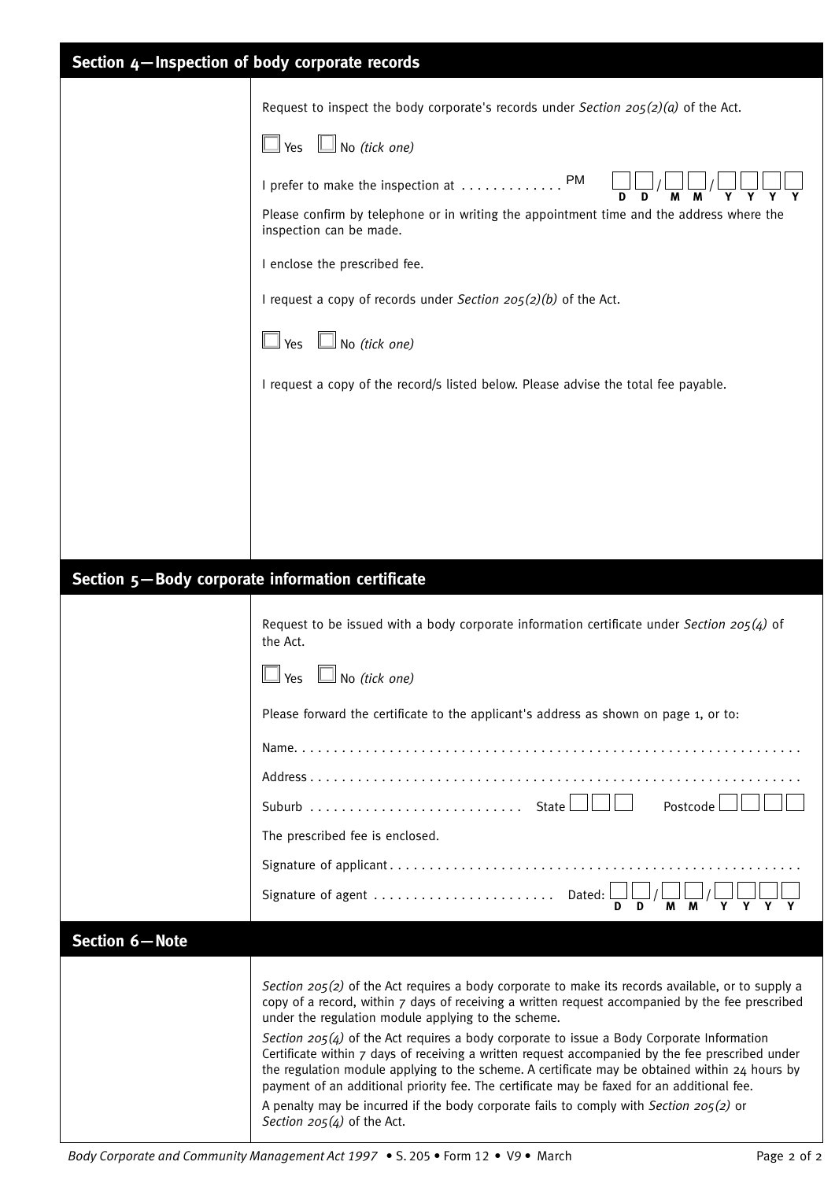## Section 4—Inspection of body corporate records

Request to inspect the body corporate's records under *Section 205(2)(a)* of the Act.

☐ Yes ☐ No *(tick one)*

I prefer to make the inspection at . . . . . . . . . . . . . PM ☐☐/☐☐/☐☐☐☐ (D D / M M / Y Y Y Y)

Please confirm by telephone or in writing the appointment time and the address where the inspection can be made.

I enclose the prescribed fee.

I request a copy of records under *Section 205(2)(b)* of the Act.

☐ Yes ☐ No *(tick one)*

I request a copy of the record/s listed below. Please advise the total fee payable.

## Section 5—Body corporate information certificate

Request to be issued with a body corporate information certificate under *Section 205(4)* of the Act.

☐ Yes ☐ No *(tick one)*

Please forward the certificate to the applicant's address as shown on page 1, or to:

Name. . . . . . . . . . . . . . . . . . . . . . . . . . . . . . . . . . . . . . . . . . . . . . . . . . . . . . . . . . . . . . . .

Address . . . . . . . . . . . . . . . . . . . . . . . . . . . . . . . . . . . . . . . . . . . . . . . . . . . . . . . . . . . . . .

Suburb . . . . . . . . . . . . . . . . . . . . . . . . . . . State ☐☐☐ Postcode ☐☐☐☐

The prescribed fee is enclosed.

Signature of applicant . . . . . . . . . . . . . . . . . . . . . . . . . . . . . . . . . . . . . . . . . . . . . . . . . . .

Signature of agent . . . . . . . . . . . . . . . . . . . . . . . Dated: ☐☐/☐☐/☐☐☐☐ (D D / M M / Y Y Y Y)

## Section 6—Note

*Section 205(2)* of the Act requires a body corporate to make its records available, or to supply a copy of a record, within 7 days of receiving a written request accompanied by the fee prescribed under the regulation module applying to the scheme.

*Section 205(4)* of the Act requires a body corporate to issue a Body Corporate Information Certificate within 7 days of receiving a written request accompanied by the fee prescribed under the regulation module applying to the scheme. A certificate may be obtained within 24 hours by payment of an additional priority fee. The certificate may be faxed for an additional fee.

A penalty may be incurred if the body corporate fails to comply with *Section 205(2)* or *Section 205(4)* of the Act.